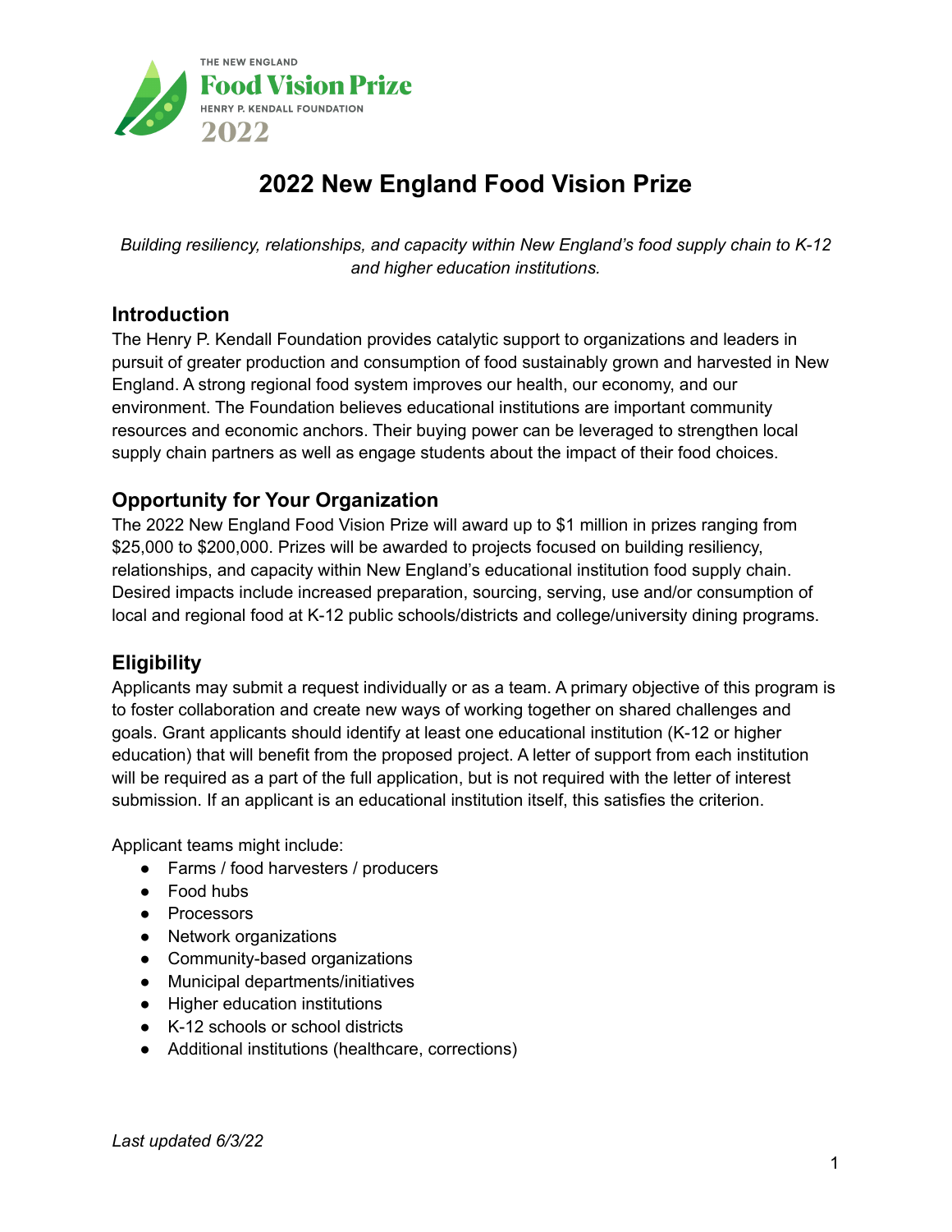# 2022 New England Food Vision Prize

*Building resiliency, relationships, and capacity within New England's food supply chain to K-12 and higher education institutions.*

## Introduction

The Henry P. Kendall Foundation provides catalytic support to organizations and leaders in pursuit of greater production and consumption of food sustainably grown and harvested in New England. A strong regional food system improves our health, our economy, and our environment. The Foundation believes educational institutions are important community resources and economic anchors. Their buying power can be leveraged to strengthen local supply chain partners as well as engage students about the impact of their food choices.

## Opportunity for Your Organization

The 2022 New England Food Vision Prize will award up to $1 million in prizes ranging from $25,000 to $200,000. Prizes will be awarded to projects focused on building resiliency, relationships, and capacity within New England's educational institution food supply chain. Desired impacts include increased preparation, sourcing, serving, use and/or consumption of local and regional food at K-12 public schools/districts and college/university dining programs.

## Eligibility

Applicants may submit a request individually or as a team. A primary objective of this program is to foster collaboration and create new ways of working together on shared challenges and goals. Grant applicants should identify at least one educational institution (K-12 or higher education) that will benefit from the proposed project. A letter of support from each institution will be required as a part of the full application, but is not required with the letter of interest submission. If an applicant is an educational institution itself, this satisfies the criterion.

Applicant teams might include:

- Farms / food harvesters / producers
- Food hubs
- Processors
- Network organizations
- Community-based organizations
- Municipal departments/initiatives
- Higher education institutions
- K-12 schools or school districts
- Additional institutions (healthcare, corrections)

*Last updated 6/3/22*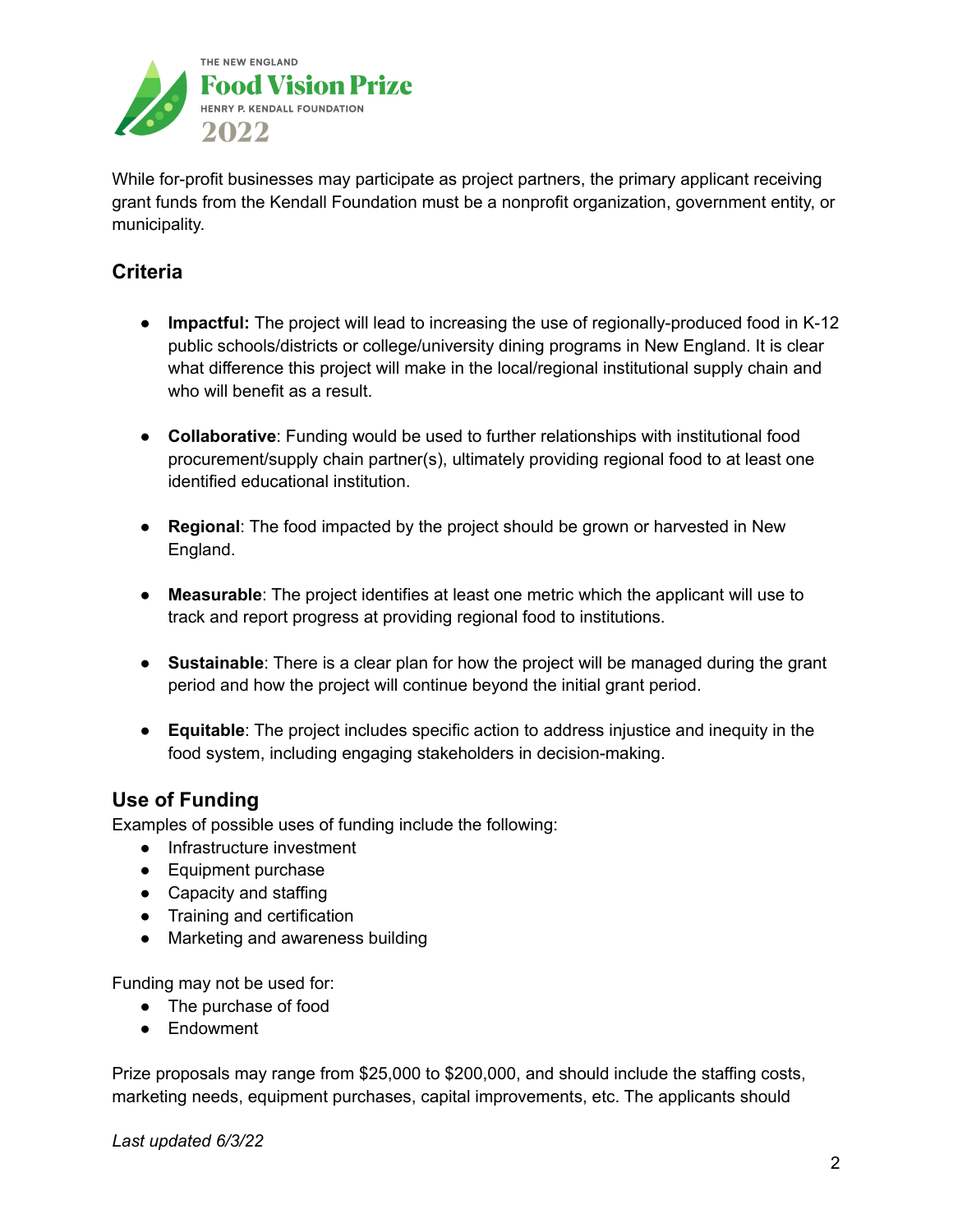While for-profit businesses may participate as project partners, the primary applicant receiving grant funds from the Kendall Foundation must be a nonprofit organization, government entity, or municipality.

## Criteria

- **Impactful:** The project will lead to increasing the use of regionally-produced food in K-12 public schools/districts or college/university dining programs in New England. It is clear what difference this project will make in the local/regional institutional supply chain and who will benefit as a result.
- **Collaborative**: Funding would be used to further relationships with institutional food procurement/supply chain partner(s), ultimately providing regional food to at least one identified educational institution.
- **Regional**: The food impacted by the project should be grown or harvested in New England.
- **Measurable**: The project identifies at least one metric which the applicant will use to track and report progress at providing regional food to institutions.
- **Sustainable**: There is a clear plan for how the project will be managed during the grant period and how the project will continue beyond the initial grant period.
- **Equitable**: The project includes specific action to address injustice and inequity in the food system, including engaging stakeholders in decision-making.

## Use of Funding

Examples of possible uses of funding include the following:

- Infrastructure investment
- Equipment purchase
- Capacity and staffing
- Training and certification
- Marketing and awareness building

Funding may not be used for:

- The purchase of food
- Endowment

Prize proposals may range from $25,000 to $200,000, and should include the staffing costs, marketing needs, equipment purchases, capital improvements, etc. The applicants should

*Last updated 6/3/22*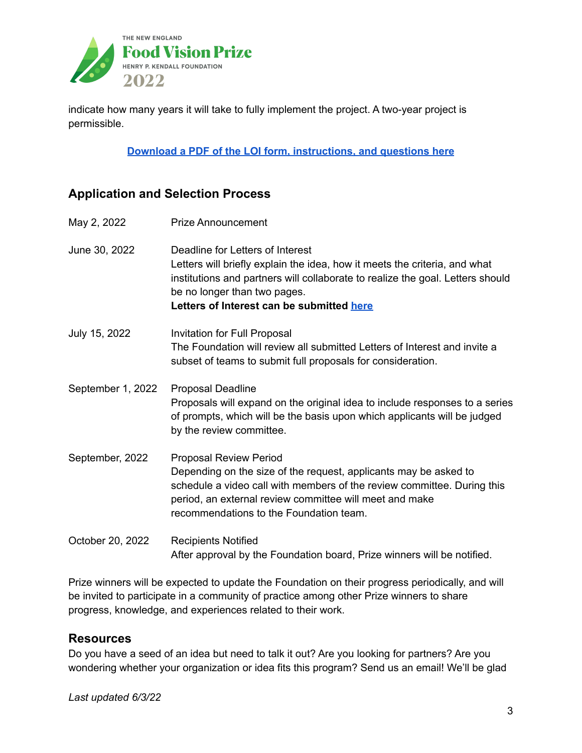indicate how many years it will take to fully implement the project. A two-year project is permissible.

**[Download a PDF of the LOI form, instructions, and questions here]**

## Application and Selection Process

| | |
|---|---|
| May 2, 2022 | Prize Announcement |
| June 30, 2022 | Deadline for Letters of Interest<br>Letters will briefly explain the idea, how it meets the criteria, and what institutions and partners will collaborate to realize the goal. Letters should be no longer than two pages.<br>**Letters of Interest can be submitted here** |
| July 15, 2022 | Invitation for Full Proposal<br>The Foundation will review all submitted Letters of Interest and invite a subset of teams to submit full proposals for consideration. |
| September 1, 2022 | Proposal Deadline<br>Proposals will expand on the original idea to include responses to a series of prompts, which will be the basis upon which applicants will be judged by the review committee. |
| September, 2022 | Proposal Review Period<br>Depending on the size of the request, applicants may be asked to schedule a video call with members of the review committee. During this period, an external review committee will meet and make recommendations to the Foundation team. |
| October 20, 2022 | Recipients Notified<br>After approval by the Foundation board, Prize winners will be notified. |

Prize winners will be expected to update the Foundation on their progress periodically, and will be invited to participate in a community of practice among other Prize winners to share progress, knowledge, and experiences related to their work.

## Resources

Do you have a seed of an idea but need to talk it out? Are you looking for partners? Are you wondering whether your organization or idea fits this program? Send us an email! We'll be glad

*Last updated 6/3/22*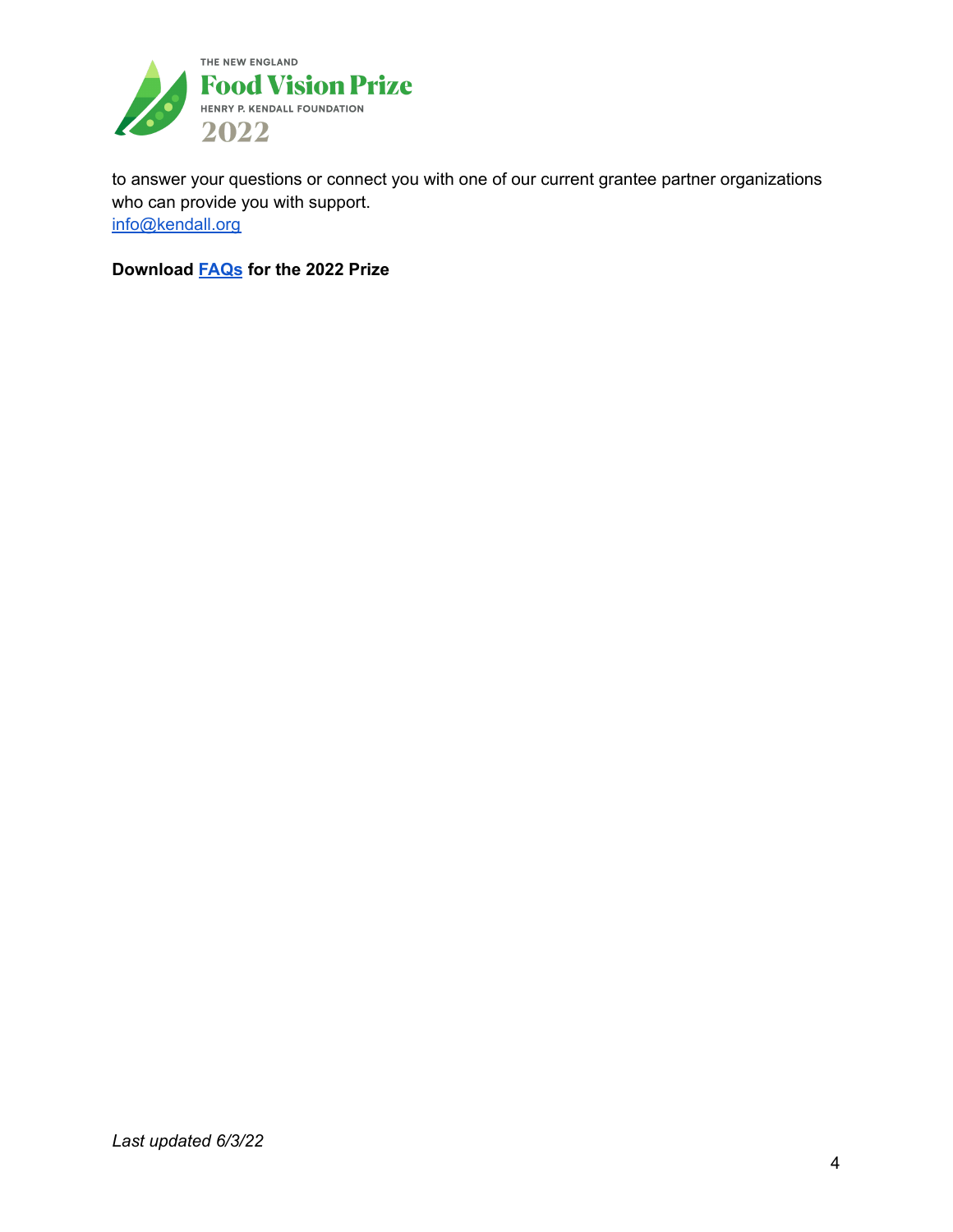to answer your questions or connect you with one of our current grantee partner organizations who can provide you with support.
info@kendall.org

**Download FAQs for the 2022 Prize**

*Last updated 6/3/22*